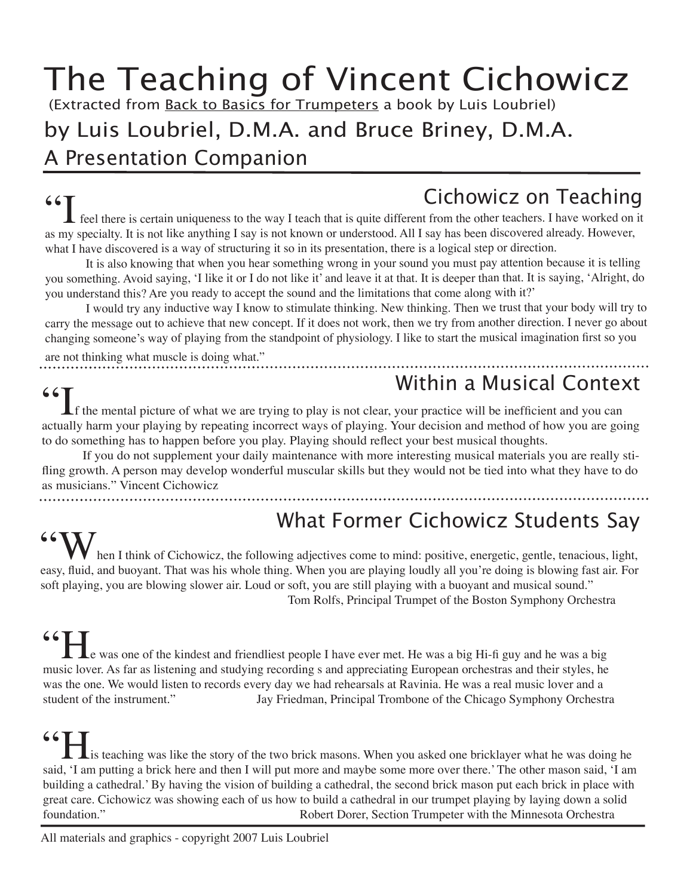# The Teaching of Vincent Cichowicz

(Extracted from Back to Basics for Trumpeters a book by Luis Loubriel)

## by Luis Loubriel, D.M.A. and Bruce Briney, D.M.A.

## A Presentation Companion

### Cichowicz on Teaching

"I feel there is certain uniqueness to the way I teach that is quite different from the other teachers. I have worked on it as my specialty. It is not like anything I say is not known or understood. All I say has been discovered already. However, what I have discovered is a way of structuring it so in its presentation, there is a logical step or direction.

It is also knowing that when you hear something wrong in your sound you must pay attention because it is telling you something. Avoid saying, 'I like it or I do not like it' and leave it at that. It is deeper than that. It is saying, 'Alright, do you understand this? Are you ready to accept the sound and the limitations that come along with it?'

I would try any inductive way I know to stimulate thinking. New thinking. Then we trust that your body will try to carry the message out to achieve that new concept. If it does not work, then we try from another direction. I never go about changing someone's way of playing from the standpoint of physiology. I like to start the musical imagination first so you are not thinking what muscle is doing what."

### Within a Musical Context

"If the mental picture of what we are trying to play is not clear, your practice will be inefficient and you can actually harm your playing by repeating incorrect ways of playing. Your decision and method of how you are going to do something has to happen before you play. Playing should reflect your best musical thoughts.

If you do not supplement your daily maintenance with more interesting musical materials you are really stifling growth. A person may develop wonderful muscular skills but they would not be tied into what they have to do as musicians." Vincent Cichowicz

### What Former Cichowicz Students Say

"When I think of Cichowicz, the following adjectives come to mind: positive, energetic, gentle, tenacious, light, easy, fluid, and buoyant. That was his whole thing. When you are playing loudly all you're doing is blowing fast air. For soft playing, you are blowing slower air. Loud or soft, you are still playing with a buoyant and musical sound."
Tom Rolfs, Principal Trumpet of the Boston Symphony Orchestra

"He was one of the kindest and friendliest people I have ever met. He was a big Hi-fi guy and he was a big music lover. As far as listening and studying recording s and appreciating European orchestras and their styles, he was the one. We would listen to records every day we had rehearsals at Ravinia. He was a real music lover and a student of the instrument." Jay Friedman, Principal Trombone of the Chicago Symphony Orchestra

"His teaching was like the story of the two brick masons. When you asked one bricklayer what he was doing he said, 'I am putting a brick here and then I will put more and maybe some more over there.' The other mason said, 'I am building a cathedral.' By having the vision of building a cathedral, the second brick mason put each brick in place with great care. Cichowicz was showing each of us how to build a cathedral in our trumpet playing by laying down a solid foundation." Robert Dorer, Section Trumpeter with the Minnesota Orchestra

All materials and graphics - copyright 2007 Luis Loubriel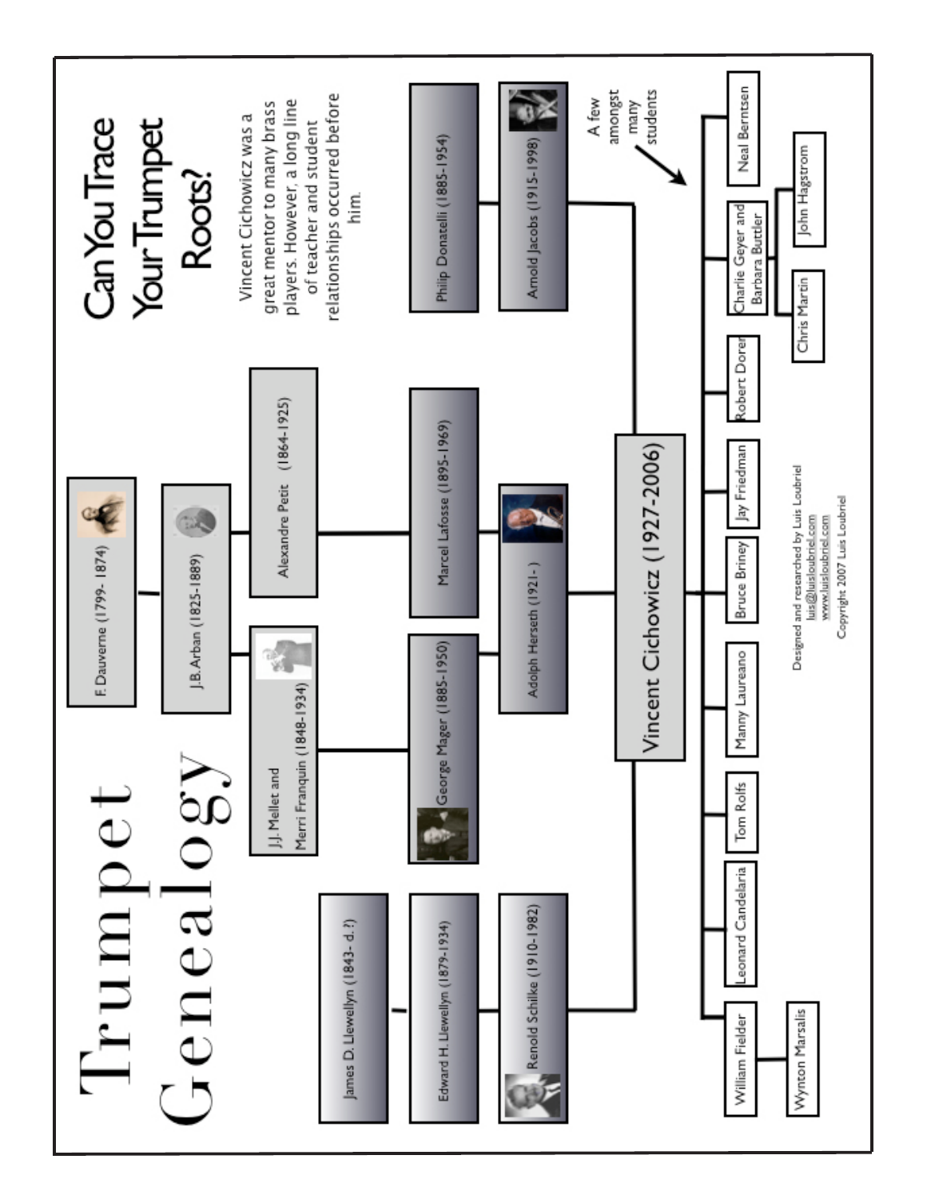# Trumpet Genealogy

## Can You Trace Your Trumpet Roots?

Vincent Cichowicz was a great mentor to many brass players. However, a long line of teacher and student relationships occurred before him.

- F. Dauverne (1799- 1874)
  - J.B. Arban (1825-1889)
    - J.J. Mellet and Merri Franquin (1848-1934)
      - George Mager (1885-1950)
        - Adolph Herseth (1921- )
    - Alexandre Petit (1864-1925)
      - Marcel Lafosse (1895-1969)
        - Adolph Herseth (1921- )
- James D. Llewellyn (1843- d. ?)
  - Edward H. Llewellyn (1879-1934)
    - Renold Schilke (1910-1982)
- Philip Donatelli (1885-1954)
- Arnold Jacobs (1915-1998)

**Vincent Cichowicz (1927-2006)**

A few amongst many students:

- William Fielder
  - Wynton Marsalis
- Leonard Candelaria
- Tom Rolfs
- Manny Laureano
- Bruce Briney
- Jay Friedman
- Robert Dorer
- Charlie Geyer and Barbara Butler
  - Chris Martin
  - John Hagstrom
- Neal Berntsen

Designed and researched by Luis Loubriel
luis@luisloubriel.com
www.luisloubriel.com
Copyright 2007 Luis Loubriel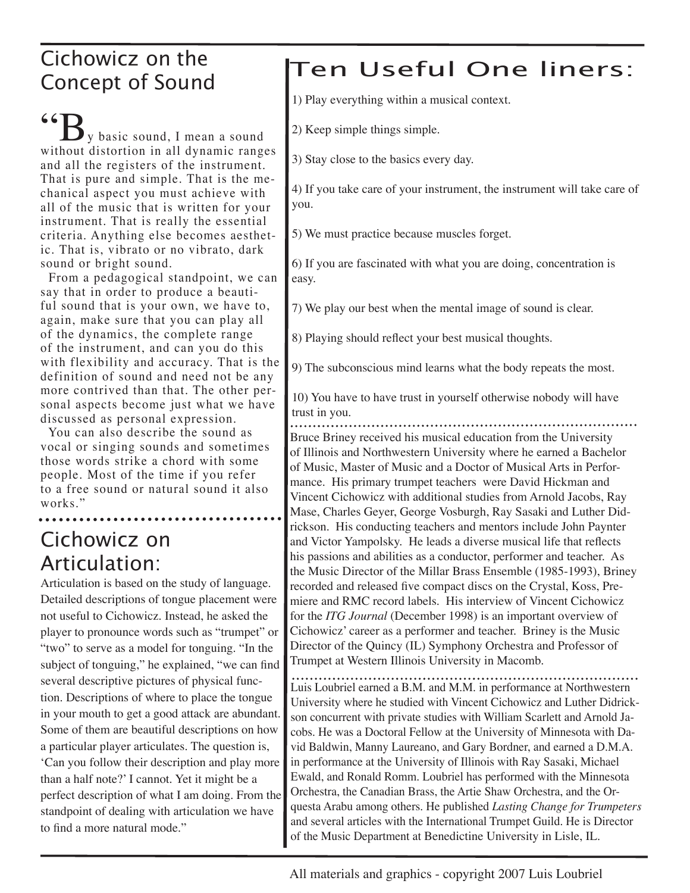## Cichowicz on the Concept of Sound

"By basic sound, I mean a sound without distortion in all dynamic ranges and all the registers of the instrument. That is pure and simple. That is the mechanical aspect you must achieve with all of the music that is written for your instrument. That is really the essential criteria. Anything else becomes aesthetic. That is, vibrato or no vibrato, dark sound or bright sound.

From a pedagogical standpoint, we can say that in order to produce a beautiful sound that is your own, we have to, again, make sure that you can play all of the dynamics, the complete range of the instrument, and can you do this with flexibility and accuracy. That is the definition of sound and need not be any more contrived than that. The other personal aspects become just what we have discussed as personal expression.

You can also describe the sound as vocal or singing sounds and sometimes those words strike a chord with some people. Most of the time if you refer to a free sound or natural sound it also works."

## Cichowicz on Articulation:

Articulation is based on the study of language. Detailed descriptions of tongue placement were not useful to Cichowicz. Instead, he asked the player to pronounce words such as "trumpet" or "two" to serve as a model for tonguing. "In the subject of tonguing," he explained, "we can find several descriptive pictures of physical function. Descriptions of where to place the tongue in your mouth to get a good attack are abundant. Some of them are beautiful descriptions on how a particular player articulates. The question is, 'Can you follow their description and play more than a half note?' I cannot. Yet it might be a perfect description of what I am doing. From the standpoint of dealing with articulation we have to find a more natural mode."

## Ten Useful One liners:

1) Play everything within a musical context.

2) Keep simple things simple.

3) Stay close to the basics every day.

4) If you take care of your instrument, the instrument will take care of you.

5) We must practice because muscles forget.

6) If you are fascinated with what you are doing, concentration is easy.

7) We play our best when the mental image of sound is clear.

8) Playing should reflect your best musical thoughts.

9) The subconscious mind learns what the body repeats the most.

10) You have to have trust in yourself otherwise nobody will have trust in you.

Bruce Briney received his musical education from the University of Illinois and Northwestern University where he earned a Bachelor of Music, Master of Music and a Doctor of Musical Arts in Performance. His primary trumpet teachers were David Hickman and Vincent Cichowicz with additional studies from Arnold Jacobs, Ray Mase, Charles Geyer, George Vosburgh, Ray Sasaki and Luther Didrickson. His conducting teachers and mentors include John Paynter and Victor Yampolsky. He leads a diverse musical life that reflects his passions and abilities as a conductor, performer and teacher. As the Music Director of the Millar Brass Ensemble (1985-1993), Briney recorded and released five compact discs on the Crystal, Koss, Premiere and RMC record labels. His interview of Vincent Cichowicz for the *ITG Journal* (December 1998) is an important overview of Cichowicz' career as a performer and teacher. Briney is the Music Director of the Quincy (IL) Symphony Orchestra and Professor of Trumpet at Western Illinois University in Macomb.

Luis Loubriel earned a B.M. and M.M. in performance at Northwestern University where he studied with Vincent Cichowicz and Luther Didrickson concurrent with private studies with William Scarlett and Arnold Jacobs. He was a Doctoral Fellow at the University of Minnesota with David Baldwin, Manny Laureano, and Gary Bordner, and earned a D.M.A. in performance at the University of Illinois with Ray Sasaki, Michael Ewald, and Ronald Romm. Loubriel has performed with the Minnesota Orchestra, the Canadian Brass, the Artie Shaw Orchestra, and the Orquesta Arabu among others. He published *Lasting Change for Trumpeters* and several articles with the International Trumpet Guild. He is Director of the Music Department at Benedictine University in Lisle, IL.

All materials and graphics - copyright 2007 Luis Loubriel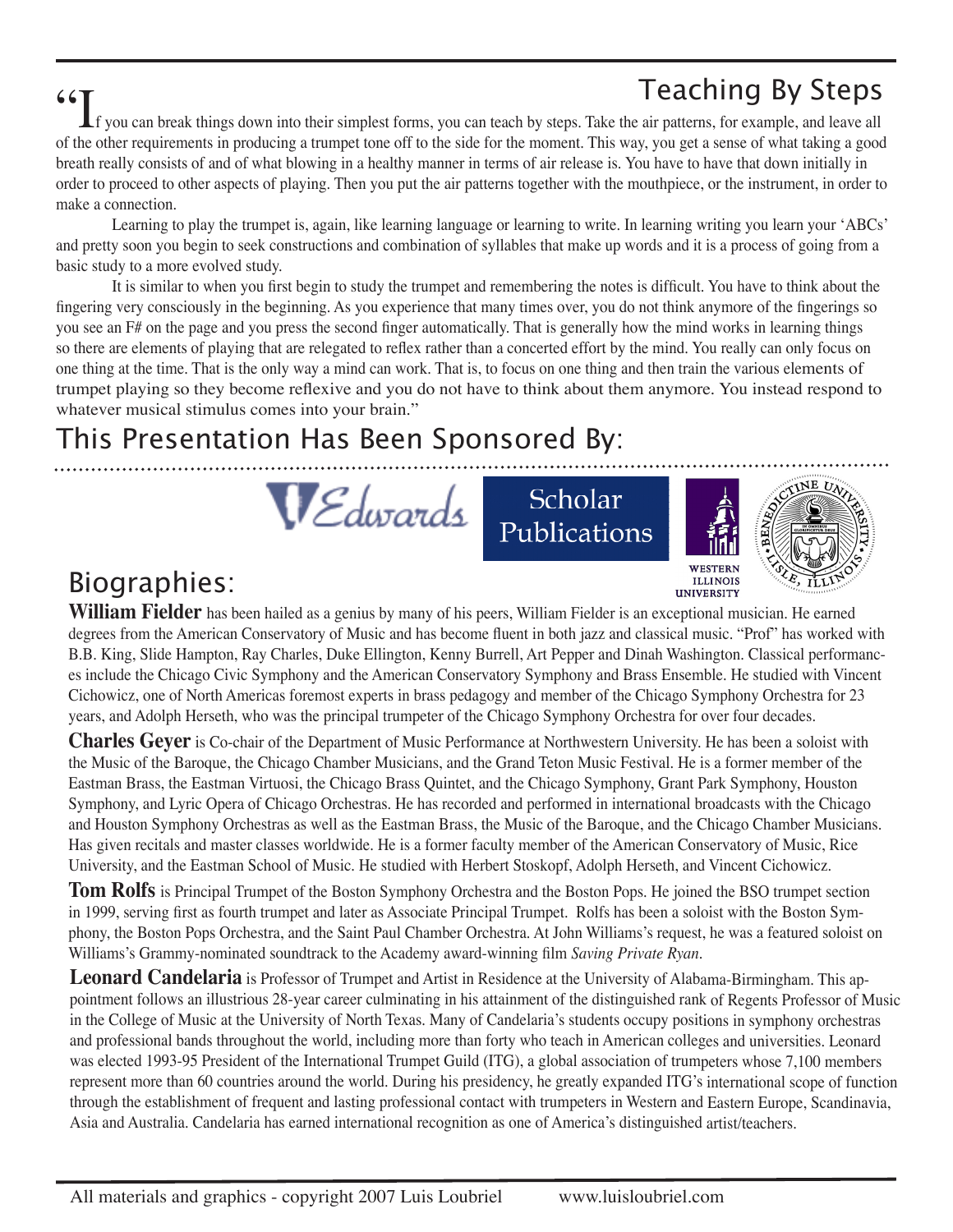## Teaching By Steps

"If you can break things down into their simplest forms, you can teach by steps. Take the air patterns, for example, and leave all of the other requirements in producing a trumpet tone off to the side for the moment. This way, you get a sense of what taking a good breath really consists of and of what blowing in a healthy manner in terms of air release is. You have to have that down initially in order to proceed to other aspects of playing. Then you put the air patterns together with the mouthpiece, or the instrument, in order to make a connection.

Learning to play the trumpet is, again, like learning language or learning to write. In learning writing you learn your 'ABCs' and pretty soon you begin to seek constructions and combination of syllables that make up words and it is a process of going from a basic study to a more evolved study.

It is similar to when you first begin to study the trumpet and remembering the notes is difficult. You have to think about the fingering very consciously in the beginning. As you experience that many times over, you do not think anymore of the fingerings so you see an F# on the page and you press the second finger automatically. That is generally how the mind works in learning things so there are elements of playing that are relegated to reflex rather than a concerted effort by the mind. You really can only focus on one thing at the time. That is the only way a mind can work. That is, to focus on one thing and then train the various elements of trumpet playing so they become reflexive and you do not have to think about them anymore. You instead respond to whatever musical stimulus comes into your brain."

## This Presentation Has Been Sponsored By:

Edwards

Scholar Publications

Western Illinois University

Benedictine University, Lisle, Illinois

## Biographies:

**William Fielder** has been hailed as a genius by many of his peers, William Fielder is an exceptional musician. He earned degrees from the American Conservatory of Music and has become fluent in both jazz and classical music. "Prof" has worked with B.B. King, Slide Hampton, Ray Charles, Duke Ellington, Kenny Burrell, Art Pepper and Dinah Washington. Classical performances include the Chicago Civic Symphony and the American Conservatory Symphony and Brass Ensemble. He studied with Vincent Cichowicz, one of North Americas foremost experts in brass pedagogy and member of the Chicago Symphony Orchestra for 23 years, and Adolph Herseth, who was the principal trumpeter of the Chicago Symphony Orchestra for over four decades.

**Charles Geyer** is Co-chair of the Department of Music Performance at Northwestern University. He has been a soloist with the Music of the Baroque, the Chicago Chamber Musicians, and the Grand Teton Music Festival. He is a former member of the Eastman Brass, the Eastman Virtuosi, the Chicago Brass Quintet, and the Chicago Symphony, Grant Park Symphony, Houston Symphony, and Lyric Opera of Chicago Orchestras. He has recorded and performed in international broadcasts with the Chicago and Houston Symphony Orchestras as well as the Eastman Brass, the Music of the Baroque, and the Chicago Chamber Musicians. Has given recitals and master classes worldwide. He is a former faculty member of the American Conservatory of Music, Rice University, and the Eastman School of Music. He studied with Herbert Stoskopf, Adolph Herseth, and Vincent Cichowicz.

**Tom Rolfs** is Principal Trumpet of the Boston Symphony Orchestra and the Boston Pops. He joined the BSO trumpet section in 1999, serving first as fourth trumpet and later as Associate Principal Trumpet. Rolfs has been a soloist with the Boston Symphony, the Boston Pops Orchestra, and the Saint Paul Chamber Orchestra. At John Williams's request, he was a featured soloist on Williams's Grammy-nominated soundtrack to the Academy award-winning film *Saving Private Ryan*.

**Leonard Candelaria** is Professor of Trumpet and Artist in Residence at the University of Alabama-Birmingham. This appointment follows an illustrious 28-year career culminating in his attainment of the distinguished rank of Regents Professor of Music in the College of Music at the University of North Texas. Many of Candelaria's students occupy positions in symphony orchestras and professional bands throughout the world, including more than forty who teach in American colleges and universities. Leonard was elected 1993-95 President of the International Trumpet Guild (ITG), a global association of trumpeters whose 7,100 members represent more than 60 countries around the world. During his presidency, he greatly expanded ITG's international scope of function through the establishment of frequent and lasting professional contact with trumpeters in Western and Eastern Europe, Scandinavia, Asia and Australia. Candelaria has earned international recognition as one of America's distinguished artist/teachers.

All materials and graphics - copyright 2007 Luis Loubriel www.luisloubriel.com